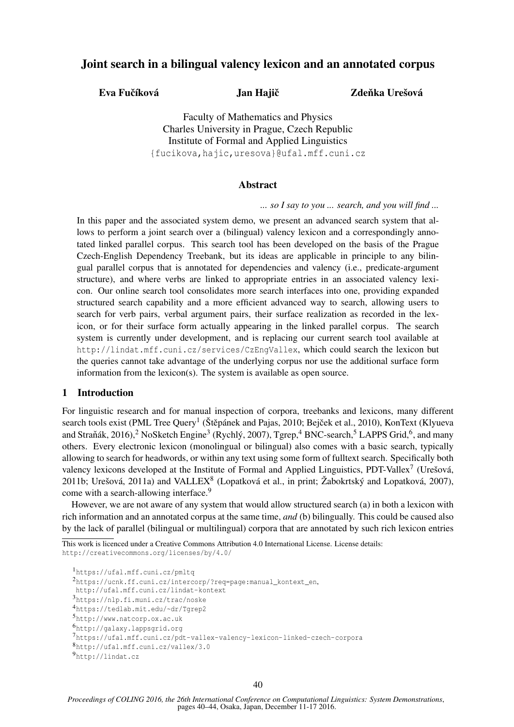# Joint search in a bilingual valency lexicon and an annotated corpus

**Eva Fučíková** **Jan Hajič** **Zdeňka Urešová**

Faculty of Mathematics and Physics
Charles University in Prague, Czech Republic
Institute of Formal and Applied Linguistics
{fucikova,hajic,uresova}@ufal.mff.cuni.cz

## Abstract

*... so I say to you ... search, and you will find ...*

In this paper and the associated system demo, we present an advanced search system that allows to perform a joint search over a (bilingual) valency lexicon and a correspondingly annotated linked parallel corpus. This search tool has been developed on the basis of the Prague Czech-English Dependency Treebank, but its ideas are applicable in principle to any bilingual parallel corpus that is annotated for dependencies and valency (i.e., predicate-argument structure), and where verbs are linked to appropriate entries in an associated valency lexicon. Our online search tool consolidates more search interfaces into one, providing expanded structured search capability and a more efficient advanced way to search, allowing users to search for verb pairs, verbal argument pairs, their surface realization as recorded in the lexicon, or for their surface form actually appearing in the linked parallel corpus. The search system is currently under development, and is replacing our current search tool available at http://lindat.mff.cuni.cz/services/CzEngVallex, which could search the lexicon but the queries cannot take advantage of the underlying corpus nor use the additional surface form information from the lexicon(s). The system is available as open source.

## 1 Introduction

For linguistic research and for manual inspection of corpora, treebanks and lexicons, many different search tools exist (PML Tree Query[1] (Štěpánek and Pajas, 2010; Bejček et al., 2010), KonText (Klyueva and Straňák, 2016),[2] NoSketch Engine[3] (Rychlý, 2007), Tgrep,[4] BNC-search,[5] LAPPS Grid,[6], and many others. Every electronic lexicon (monolingual or bilingual) also comes with a basic search, typically allowing to search for headwords, or within any text using some form of fulltext search. Specifically both valency lexicons developed at the Institute of Formal and Applied Linguistics, PDT-Vallex[7] (Urešová, 2011b; Urešová, 2011a) and VALLEX[8] (Lopatková et al., in print; Žabokrtský and Lopatková, 2007), come with a search-allowing interface.[9]

However, we are not aware of any system that would allow structured search (a) in both a lexicon with rich information and an annotated corpus at the same time, *and* (b) bilingually. This could be caused also by the lack of parallel (bilingual or multilingual) corpora that are annotated by such rich lexicon entries

This work is licenced under a Creative Commons Attribution 4.0 International License. License details: http://creativecommons.org/licenses/by/4.0/

[1] https://ufal.mff.cuni.cz/pmltq
[2] https://ucnk.ff.cuni.cz/intercorp/?req=page:manual_kontext_en, http://ufal.mff.cuni.cz/lindat-kontext
[3] https://nlp.fi.muni.cz/trac/noske
[4] https://tedlab.mit.edu/~dr/Tgrep2
[5] http://www.natcorp.ox.ac.uk
[6] http://galaxy.lappsgrid.org
[7] https://ufal.mff.cuni.cz/pdt-vallex-valency-lexicon-linked-czech-corpora
[8] http://ufal.mff.cuni.cz/vallex/3.0
[9] http://lindat.cz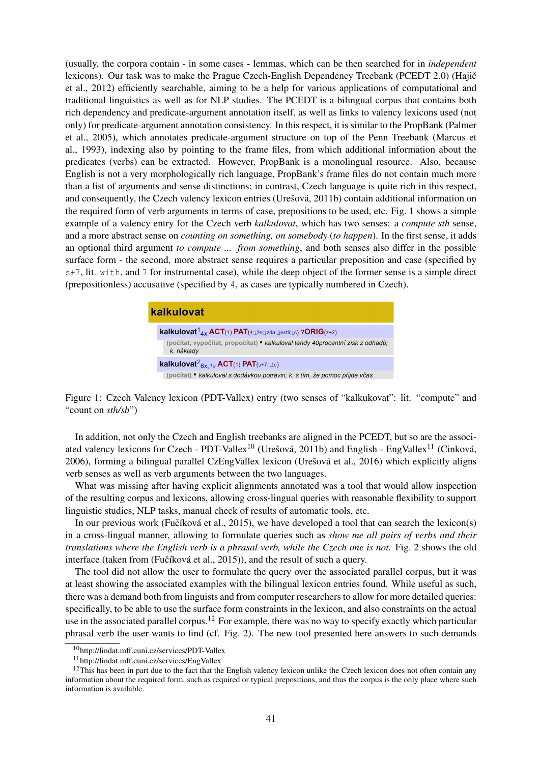(usually, the corpora contain - in some cases - lemmas, which can be then searched for in *independent* lexicons). Our task was to make the Prague Czech-English Dependency Treebank (PCEDT 2.0) (Hajič et al., 2012) efficiently searchable, aiming to be a help for various applications of computational and traditional linguistics as well as for NLP studies. The PCEDT is a bilingual corpus that contains both rich dependency and predicate-argument annotation itself, as well as links to valency lexicons used (not only) for predicate-argument annotation consistency. In this respect, it is similar to the PropBank (Palmer et al., 2005), which annotates predicate-argument structure on top of the Penn Treebank (Marcus et al., 1993), indexing also by pointing to the frame files, from which additional information about the predicates (verbs) can be extracted. However, PropBank is a monolingual resource. Also, because English is not a very morphologically rich language, PropBank's frame files do not contain much more than a list of arguments and sense distinctions; in contrast, Czech language is quite rich in this respect, and consequently, the Czech valency lexicon entries (Urešová, 2011b) contain additional information on the required form of verb arguments in terms of case, prepositions to be used, etc. Fig. 1 shows a simple example of a valency entry for the Czech verb *kalkulovat*, which has two senses: a *compute sth* sense, and a more abstract sense on *counting on something, on somebody* (*to happen*). In the first sense, it adds an optional third argument *to compute ... from something*, and both senses also differ in the possible surface form - the second, more abstract sense requires a particular preposition and case (specified by `s+7`, lit. `with`, and `7` for instrumental case), while the deep object of the former sense is a simple direct (prepositionless) accusative (specified by `4`, as cases are typically numbered in Czech).

**kalkulovat**

**kalkulovat**[1] $_{4x}$ **ACT**(1) **PAT**(4;↓že;↓zda;↓jestli;↓c) **?ORIG**(z+2)
(počítat, vypočítat, propočítat) • *kalkuloval tehdy 40procentní zisk z odhadů; k. náklady*

**kalkulovat**[2] $_{6x, 1x}$ **ACT**(1) **PAT**(s+7;↓že)
(počítat) • *kalkuloval s dodávkou potravin; k. s tím, že pomoc přijde včas*

Figure 1: Czech Valency lexicon (PDT-Vallex) entry (two senses of "kalkukovat": lit. "compute" and "count on *sth/sb*")

In addition, not only the Czech and English treebanks are aligned in the PCEDT, but so are the associated valency lexicons for Czech - PDT-Vallex[10] (Urešová, 2011b) and English - EngVallex[11] (Cinková, 2006), forming a bilingual parallel CzEngVallex lexicon (Urešová et al., 2016) which explicitly aligns verb senses as well as verb arguments between the two languages.

What was missing after having explicit alignments annotated was a tool that would allow inspection of the resulting corpus and lexicons, allowing cross-lingual queries with reasonable flexibility to support linguistic studies, NLP tasks, manual check of results of automatic tools, etc.

In our previous work (Fučíková et al., 2015), we have developed a tool that can search the lexicon(s) in a cross-lingual manner, allowing to formulate queries such as *show me all pairs of verbs and their translations where the English verb is a phrasal verb, while the Czech one is not.* Fig. 2 shows the old interface (taken from (Fučíková et al., 2015)), and the result of such a query.

The tool did not allow the user to formulate the query over the associated parallel corpus, but it was at least showing the associated examples with the bilingual lexicon entries found. While useful as such, there was a demand both from linguists and from computer researchers to allow for more detailed queries: specifically, to be able to use the surface form constraints in the lexicon, and also constraints on the actual use in the associated parallel corpus.[12] For example, there was no way to specify exactly which particular phrasal verb the user wants to find (cf. Fig. 2). The new tool presented here answers to such demands

[10] http://lindat.mff.cuni.cz/services/PDT-Vallex

[11] http://lindat.mff.cuni.cz/services/EngVallex

[12] This has been in part due to the fact that the English valency lexicon unlike the Czech lexicon does not often contain any information about the required form, such as required or typical prepositions, and thus the corpus is the only place where such information is available.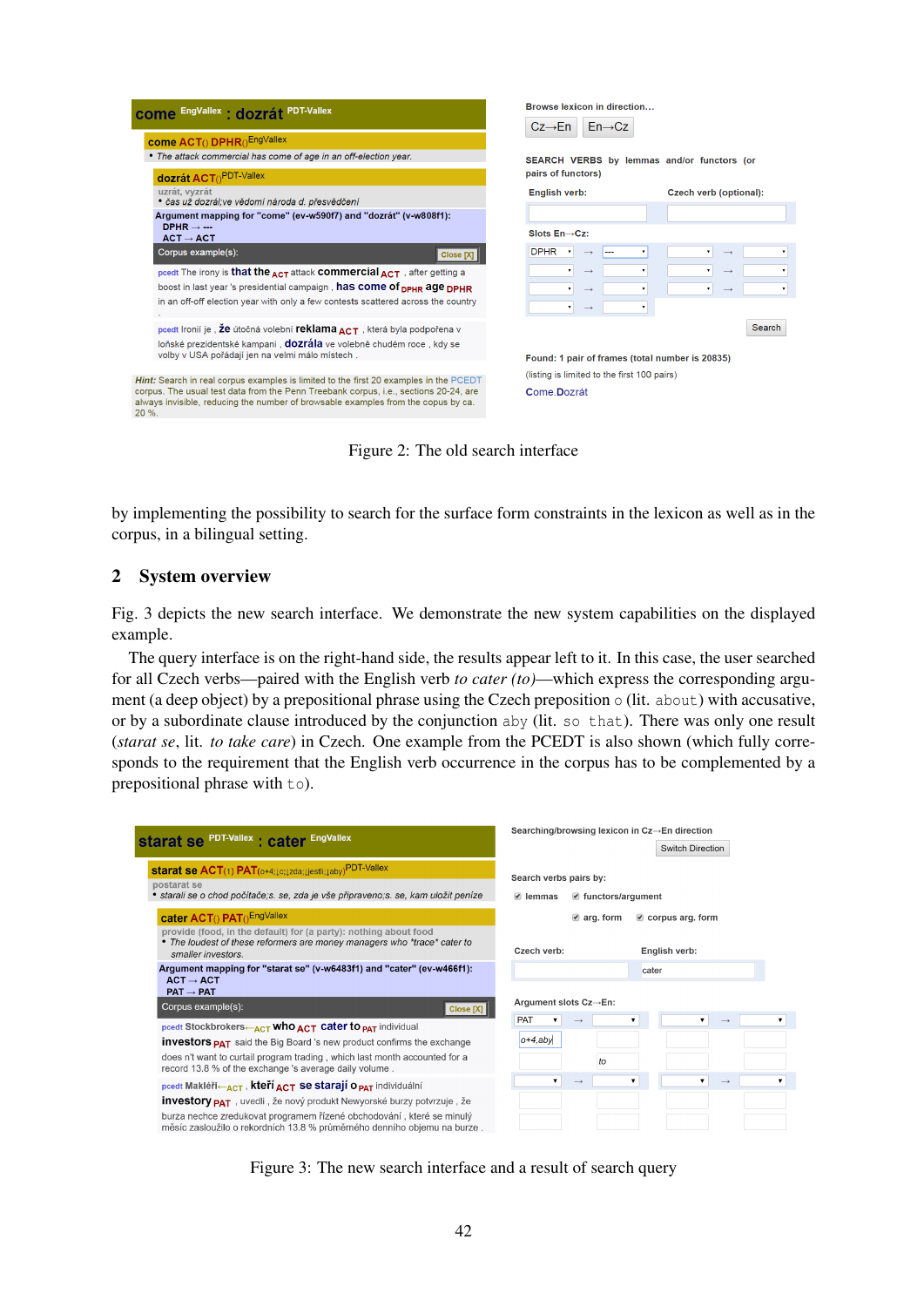Figure 2: The old search interface

by implementing the possibility to search for the surface form constraints in the lexicon as well as in the corpus, in a bilingual setting.

## 2 System overview

Fig. 3 depicts the new search interface. We demonstrate the new system capabilities on the displayed example.

The query interface is on the right-hand side, the results appear left to it. In this case, the user searched for all Czech verbs—paired with the English verb *to cater (to)*—which express the corresponding argument (a deep object) by a prepositional phrase using the Czech preposition `o` (lit. `about`) with accusative, or by a subordinate clause introduced by the conjunction `aby` (lit. `so that`). There was only one result (*starat se*, lit. *to take care*) in Czech. One example from the PCEDT is also shown (which fully corresponds to the requirement that the English verb occurrence in the corpus has to be complemented by a prepositional phrase with `to`).

Figure 3: The new search interface and a result of search query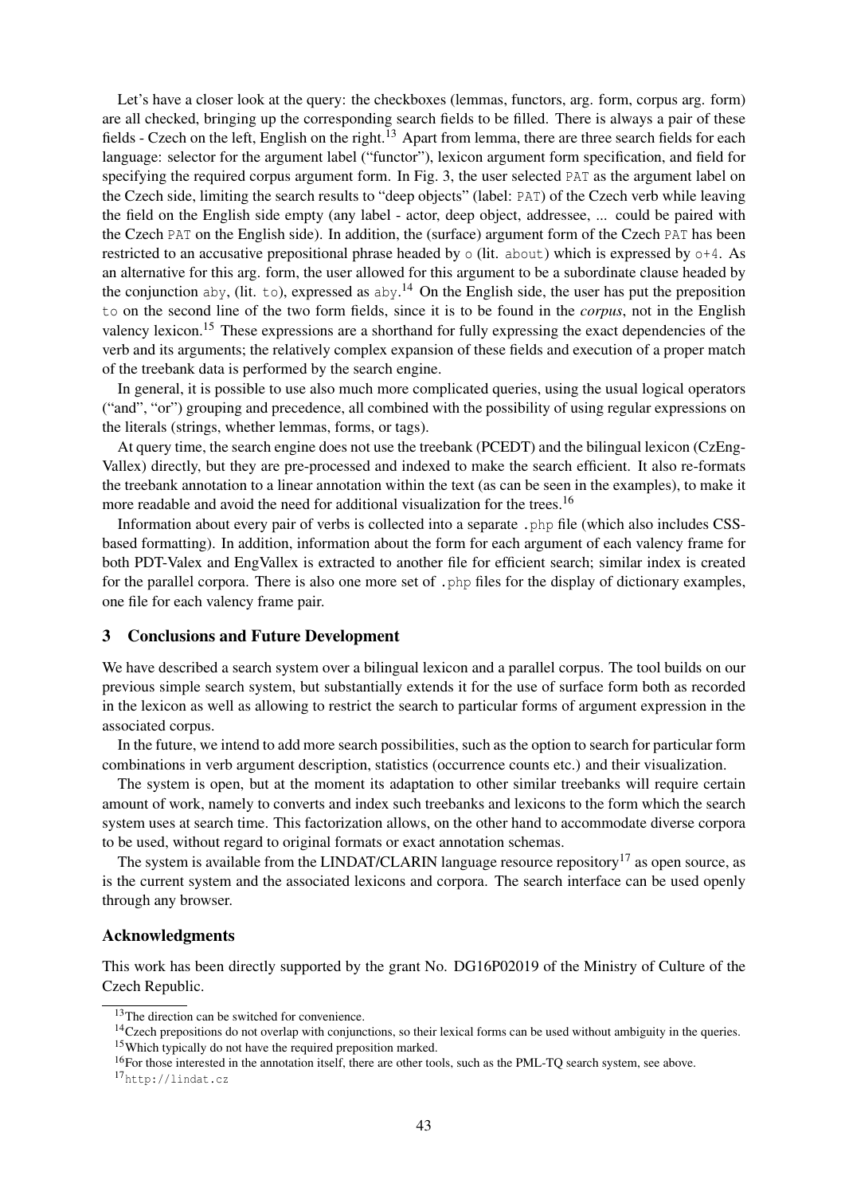Let's have a closer look at the query: the checkboxes (lemmas, functors, arg. form, corpus arg. form) are all checked, bringing up the corresponding search fields to be filled. There is always a pair of these fields - Czech on the left, English on the right.[13] Apart from lemma, there are three search fields for each language: selector for the argument label ("functor"), lexicon argument form specification, and field for specifying the required corpus argument form. In Fig. 3, the user selected `PAT` as the argument label on the Czech side, limiting the search results to "deep objects" (label: `PAT`) of the Czech verb while leaving the field on the English side empty (any label - actor, deep object, addressee, ... could be paired with the Czech `PAT` on the English side). In addition, the (surface) argument form of the Czech `PAT` has been restricted to an accusative prepositional phrase headed by `o` (lit. `about`) which is expressed by `o+4`. As an alternative for this arg. form, the user allowed for this argument to be a subordinate clause headed by the conjunction `aby`, (lit. `to`), expressed as `aby`.[14] On the English side, the user has put the preposition `to` on the second line of the two form fields, since it is to be found in the *corpus*, not in the English valency lexicon.[15] These expressions are a shorthand for fully expressing the exact dependencies of the verb and its arguments; the relatively complex expansion of these fields and execution of a proper match of the treebank data is performed by the search engine.

In general, it is possible to use also much more complicated queries, using the usual logical operators ("and", "or") grouping and precedence, all combined with the possibility of using regular expressions on the literals (strings, whether lemmas, forms, or tags).

At query time, the search engine does not use the treebank (PCEDT) and the bilingual lexicon (CzEng-Vallex) directly, but they are pre-processed and indexed to make the search efficient. It also re-formats the treebank annotation to a linear annotation within the text (as can be seen in the examples), to make it more readable and avoid the need for additional visualization for the trees.[16]

Information about every pair of verbs is collected into a separate `.php` file (which also includes CSS-based formatting). In addition, information about the form for each argument of each valency frame for both PDT-Valex and EngVallex is extracted to another file for efficient search; similar index is created for the parallel corpora. There is also one more set of `.php` files for the display of dictionary examples, one file for each valency frame pair.

## 3 Conclusions and Future Development

We have described a search system over a bilingual lexicon and a parallel corpus. The tool builds on our previous simple search system, but substantially extends it for the use of surface form both as recorded in the lexicon as well as allowing to restrict the search to particular forms of argument expression in the associated corpus.

In the future, we intend to add more search possibilities, such as the option to search for particular form combinations in verb argument description, statistics (occurrence counts etc.) and their visualization.

The system is open, but at the moment its adaptation to other similar treebanks will require certain amount of work, namely to converts and index such treebanks and lexicons to the form which the search system uses at search time. This factorization allows, on the other hand to accommodate diverse corpora to be used, without regard to original formats or exact annotation schemas.

The system is available from the LINDAT/CLARIN language resource repository[17] as open source, as is the current system and the associated lexicons and corpora. The search interface can be used openly through any browser.

### Acknowledgments

This work has been directly supported by the grant No. DG16P02019 of the Ministry of Culture of the Czech Republic.

---

[13] The direction can be switched for convenience.

[14] Czech prepositions do not overlap with conjunctions, so their lexical forms can be used without ambiguity in the queries.

[15] Which typically do not have the required preposition marked.

[16] For those interested in the annotation itself, there are other tools, such as the PML-TQ search system, see above.

[17] `http://lindat.cz`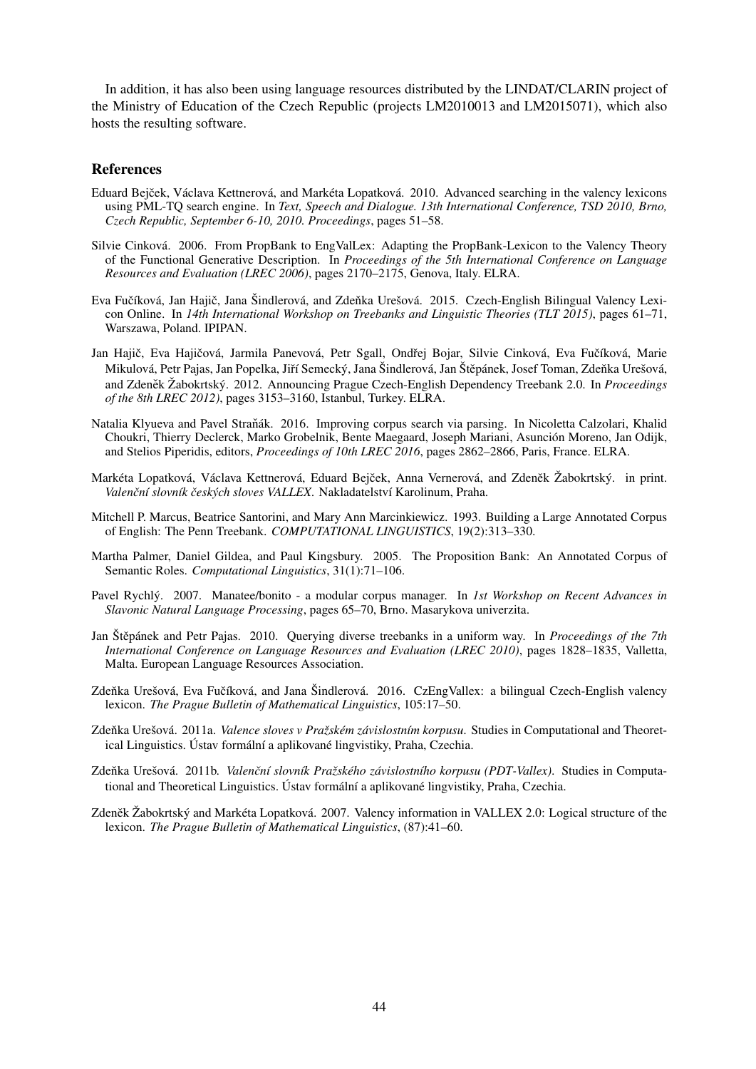In addition, it has also been using language resources distributed by the LINDAT/CLARIN project of the Ministry of Education of the Czech Republic (projects LM2010013 and LM2015071), which also hosts the resulting software.

## References

Eduard Bejček, Václava Kettnerová, and Markéta Lopatková. 2010. Advanced searching in the valency lexicons using PML-TQ search engine. In *Text, Speech and Dialogue. 13th International Conference, TSD 2010, Brno, Czech Republic, September 6-10, 2010. Proceedings*, pages 51–58.

Silvie Cinková. 2006. From PropBank to EngValLex: Adapting the PropBank-Lexicon to the Valency Theory of the Functional Generative Description. In *Proceedings of the 5th International Conference on Language Resources and Evaluation (LREC 2006)*, pages 2170–2175, Genova, Italy. ELRA.

Eva Fučíková, Jan Hajič, Jana Šindlerová, and Zdeňka Urešová. 2015. Czech-English Bilingual Valency Lexicon Online. In *14th International Workshop on Treebanks and Linguistic Theories (TLT 2015)*, pages 61–71, Warszawa, Poland. IPIPAN.

Jan Hajič, Eva Hajičová, Jarmila Panevová, Petr Sgall, Ondřej Bojar, Silvie Cinková, Eva Fučíková, Marie Mikulová, Petr Pajas, Jan Popelka, Jiří Semecký, Jana Šindlerová, Jan Štěpánek, Josef Toman, Zdeňka Urešová, and Zdeněk Žabokrtský. 2012. Announcing Prague Czech-English Dependency Treebank 2.0. In *Proceedings of the 8th LREC 2012)*, pages 3153–3160, Istanbul, Turkey. ELRA.

Natalia Klyueva and Pavel Straňák. 2016. Improving corpus search via parsing. In Nicoletta Calzolari, Khalid Choukri, Thierry Declerck, Marko Grobelnik, Bente Maegaard, Joseph Mariani, Asunción Moreno, Jan Odijk, and Stelios Piperidis, editors, *Proceedings of 10th LREC 2016*, pages 2862–2866, Paris, France. ELRA.

Markéta Lopatková, Václava Kettnerová, Eduard Bejček, Anna Vernerová, and Zdeněk Žabokrtský. in print. *Valenční slovník českých sloves VALLEX*. Nakladatelství Karolinum, Praha.

Mitchell P. Marcus, Beatrice Santorini, and Mary Ann Marcinkiewicz. 1993. Building a Large Annotated Corpus of English: The Penn Treebank. *COMPUTATIONAL LINGUISTICS*, 19(2):313–330.

Martha Palmer, Daniel Gildea, and Paul Kingsbury. 2005. The Proposition Bank: An Annotated Corpus of Semantic Roles. *Computational Linguistics*, 31(1):71–106.

Pavel Rychlý. 2007. Manatee/bonito - a modular corpus manager. In *1st Workshop on Recent Advances in Slavonic Natural Language Processing*, pages 65–70, Brno. Masarykova univerzita.

Jan Štěpánek and Petr Pajas. 2010. Querying diverse treebanks in a uniform way. In *Proceedings of the 7th International Conference on Language Resources and Evaluation (LREC 2010)*, pages 1828–1835, Valletta, Malta. European Language Resources Association.

Zdeňka Urešová, Eva Fučíková, and Jana Šindlerová. 2016. CzEngVallex: a bilingual Czech-English valency lexicon. *The Prague Bulletin of Mathematical Linguistics*, 105:17–50.

Zdeňka Urešová. 2011a. *Valence sloves v Pražském závislostním korpusu*. Studies in Computational and Theoretical Linguistics. Ústav formální a aplikované lingvistiky, Praha, Czechia.

Zdeňka Urešová. 2011b. *Valenční slovník Pražského závislostního korpusu (PDT-Vallex)*. Studies in Computational and Theoretical Linguistics. Ústav formální a aplikované lingvistiky, Praha, Czechia.

Zdeněk Žabokrtský and Markéta Lopatková. 2007. Valency information in VALLEX 2.0: Logical structure of the lexicon. *The Prague Bulletin of Mathematical Linguistics*, (87):41–60.